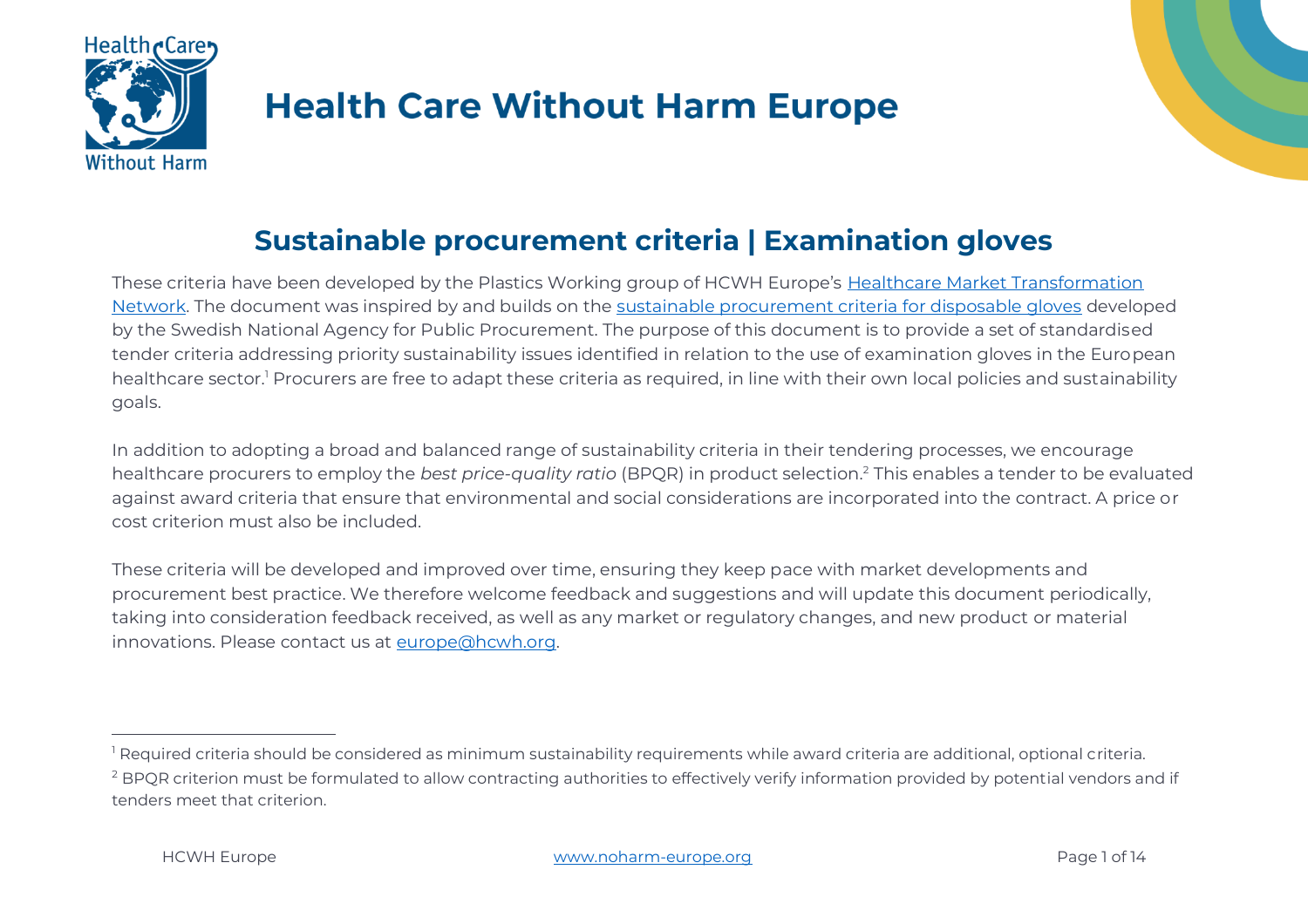# Health Care Without Harm Europe

## Sustainable procurement criteria | Examination gloves

These criteria have been developed by the Plastics Working group of HCWH Europe's Healthcare Market Transformation Network. The document was inspired by and builds on the sustainable procurement criteria for disposable gloves developed by the Swedish National Agency for Public Procurement. The purpose of this document is to provide a set of standardised tender criteria addressing priority sustainability issues identified in relation to the use of examination gloves in the European healthcare sector.[1] Procurers are free to adapt these criteria as required, in line with their own local policies and sustainability goals.

In addition to adopting a broad and balanced range of sustainability criteria in their tendering processes, we encourage healthcare procurers to employ the *best price-quality ratio* (BPQR) in product selection.[2] This enables a tender to be evaluated against award criteria that ensure that environmental and social considerations are incorporated into the contract. A price or cost criterion must also be included.

These criteria will be developed and improved over time, ensuring they keep pace with market developments and procurement best practice. We therefore welcome feedback and suggestions and will update this document periodically, taking into consideration feedback received, as well as any market or regulatory changes, and new product or material innovations. Please contact us at europe@hcwh.org.

---

[1] Required criteria should be considered as minimum sustainability requirements while award criteria are additional, optional criteria.

[2] BPQR criterion must be formulated to allow contracting authorities to effectively verify information provided by potential vendors and if tenders meet that criterion.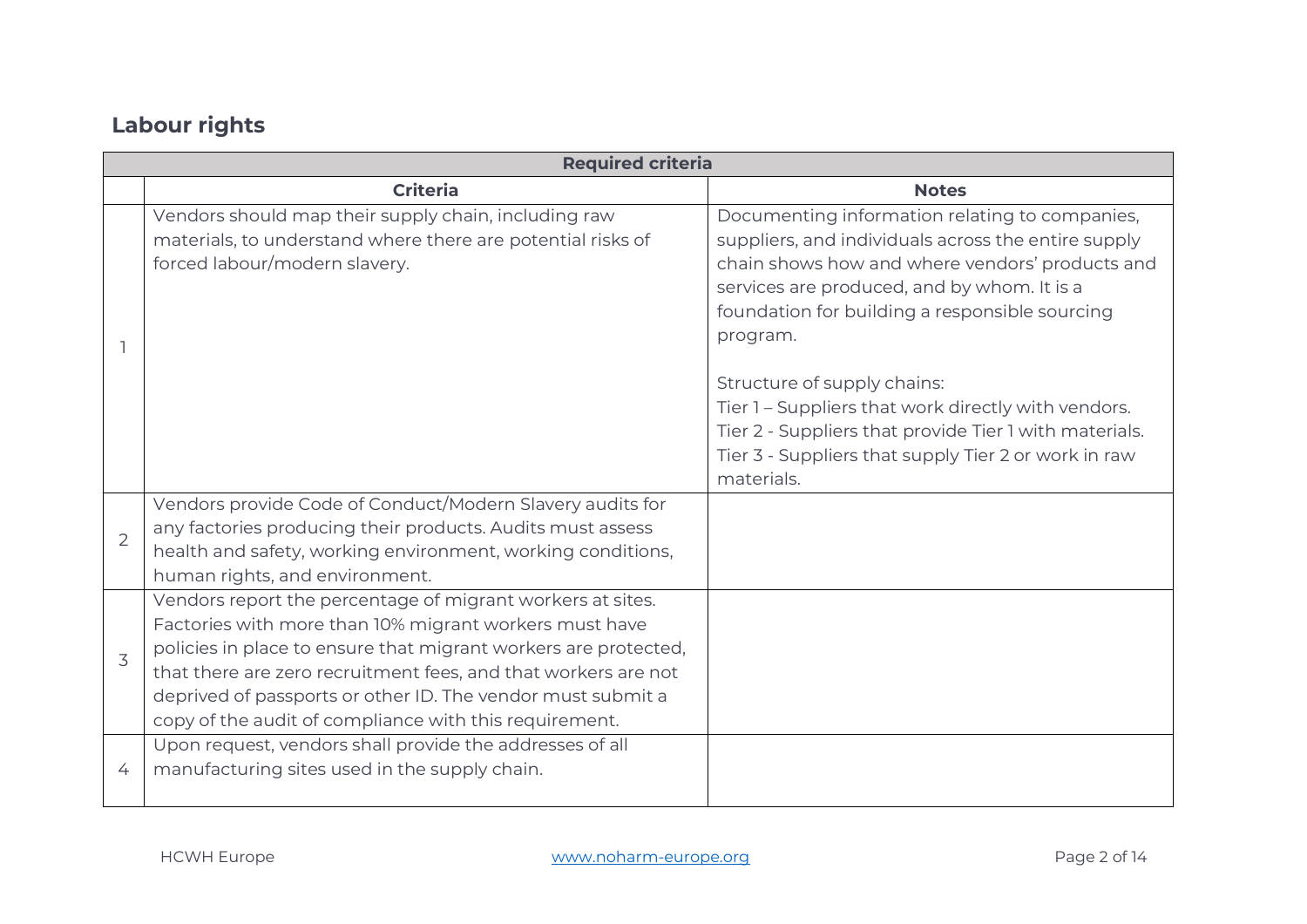## Labour rights

| Required criteria | | |
|---|---|---|
| | **Criteria** | **Notes** |
| 1 | Vendors should map their supply chain, including raw materials, to understand where there are potential risks of forced labour/modern slavery. | Documenting information relating to companies, suppliers, and individuals across the entire supply chain shows how and where vendors' products and services are produced, and by whom. It is a foundation for building a responsible sourcing program.<br><br>Structure of supply chains:<br>Tier 1 – Suppliers that work directly with vendors.<br>Tier 2 - Suppliers that provide Tier 1 with materials.<br>Tier 3 - Suppliers that supply Tier 2 or work in raw materials. |
| 2 | Vendors provide Code of Conduct/Modern Slavery audits for any factories producing their products. Audits must assess health and safety, working environment, working conditions, human rights, and environment. | |
| 3 | Vendors report the percentage of migrant workers at sites. Factories with more than 10% migrant workers must have policies in place to ensure that migrant workers are protected, that there are zero recruitment fees, and that workers are not deprived of passports or other ID. The vendor must submit a copy of the audit of compliance with this requirement. | |
| 4 | Upon request, vendors shall provide the addresses of all manufacturing sites used in the supply chain. | |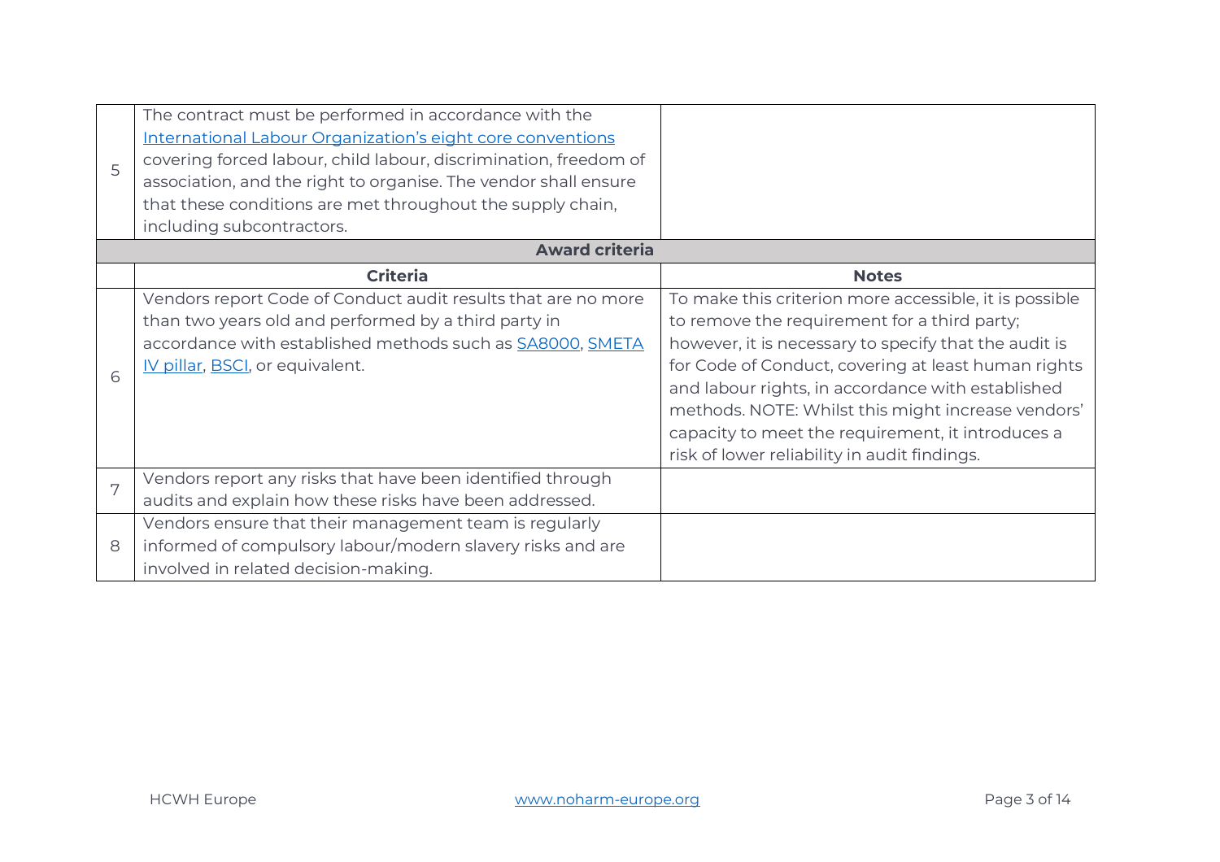| | | |
|---|---|---|
| 5 | The contract must be performed in accordance with the International Labour Organization's eight core conventions covering forced labour, child labour, discrimination, freedom of association, and the right to organise. The vendor shall ensure that these conditions are met throughout the supply chain, including subcontractors. | |
| **Award criteria** | | |
| | **Criteria** | **Notes** |
| 6 | Vendors report Code of Conduct audit results that are no more than two years old and performed by a third party in accordance with established methods such as SA8000, SMETA IV pillar, BSCI, or equivalent. | To make this criterion more accessible, it is possible to remove the requirement for a third party; however, it is necessary to specify that the audit is for Code of Conduct, covering at least human rights and labour rights, in accordance with established methods. NOTE: Whilst this might increase vendors' capacity to meet the requirement, it introduces a risk of lower reliability in audit findings. |
| 7 | Vendors report any risks that have been identified through audits and explain how these risks have been addressed. | |
| 8 | Vendors ensure that their management team is regularly informed of compulsory labour/modern slavery risks and are involved in related decision-making. | |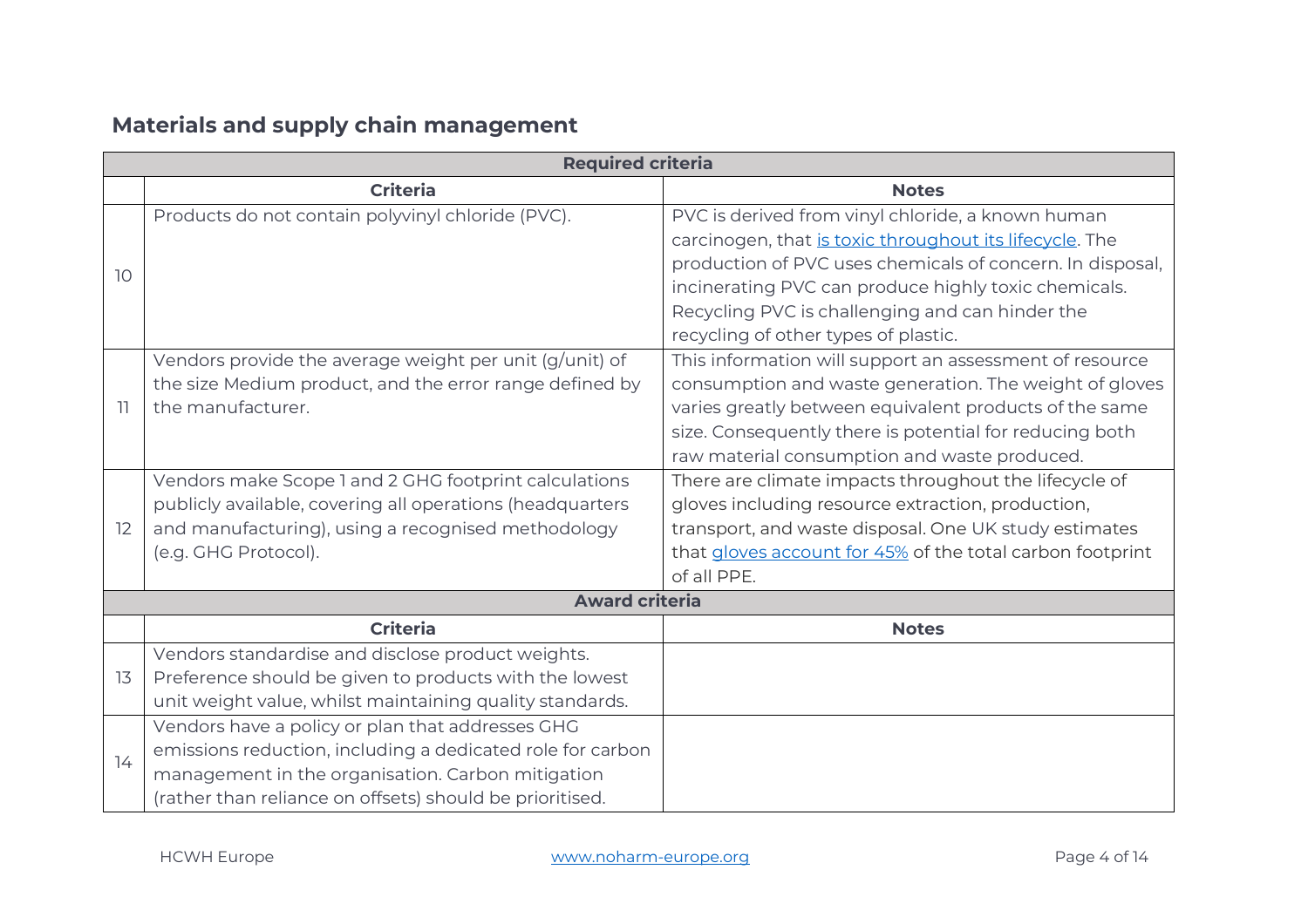## Materials and supply chain management

| | Criteria | Notes |
|---|---|---|
| **Required criteria** | | |
| 10 | Products do not contain polyvinyl chloride (PVC). | PVC is derived from vinyl chloride, a known human carcinogen, that [is toxic throughout its lifecycle](). The production of PVC uses chemicals of concern. In disposal, incinerating PVC can produce highly toxic chemicals. Recycling PVC is challenging and can hinder the recycling of other types of plastic. |
| 11 | Vendors provide the average weight per unit (g/unit) of the size Medium product, and the error range defined by the manufacturer. | This information will support an assessment of resource consumption and waste generation. The weight of gloves varies greatly between equivalent products of the same size. Consequently there is potential for reducing both raw material consumption and waste produced. |
| 12 | Vendors make Scope 1 and 2 GHG footprint calculations publicly available, covering all operations (headquarters and manufacturing), using a recognised methodology (e.g. GHG Protocol). | There are climate impacts throughout the lifecycle of gloves including resource extraction, production, transport, and waste disposal. One UK study estimates that [gloves account for 45%]() of the total carbon footprint of all PPE. |
| **Award criteria** | | |
| 13 | Vendors standardise and disclose product weights. Preference should be given to products with the lowest unit weight value, whilst maintaining quality standards. | |
| 14 | Vendors have a policy or plan that addresses GHG emissions reduction, including a dedicated role for carbon management in the organisation. Carbon mitigation (rather than reliance on offsets) should be prioritised. | |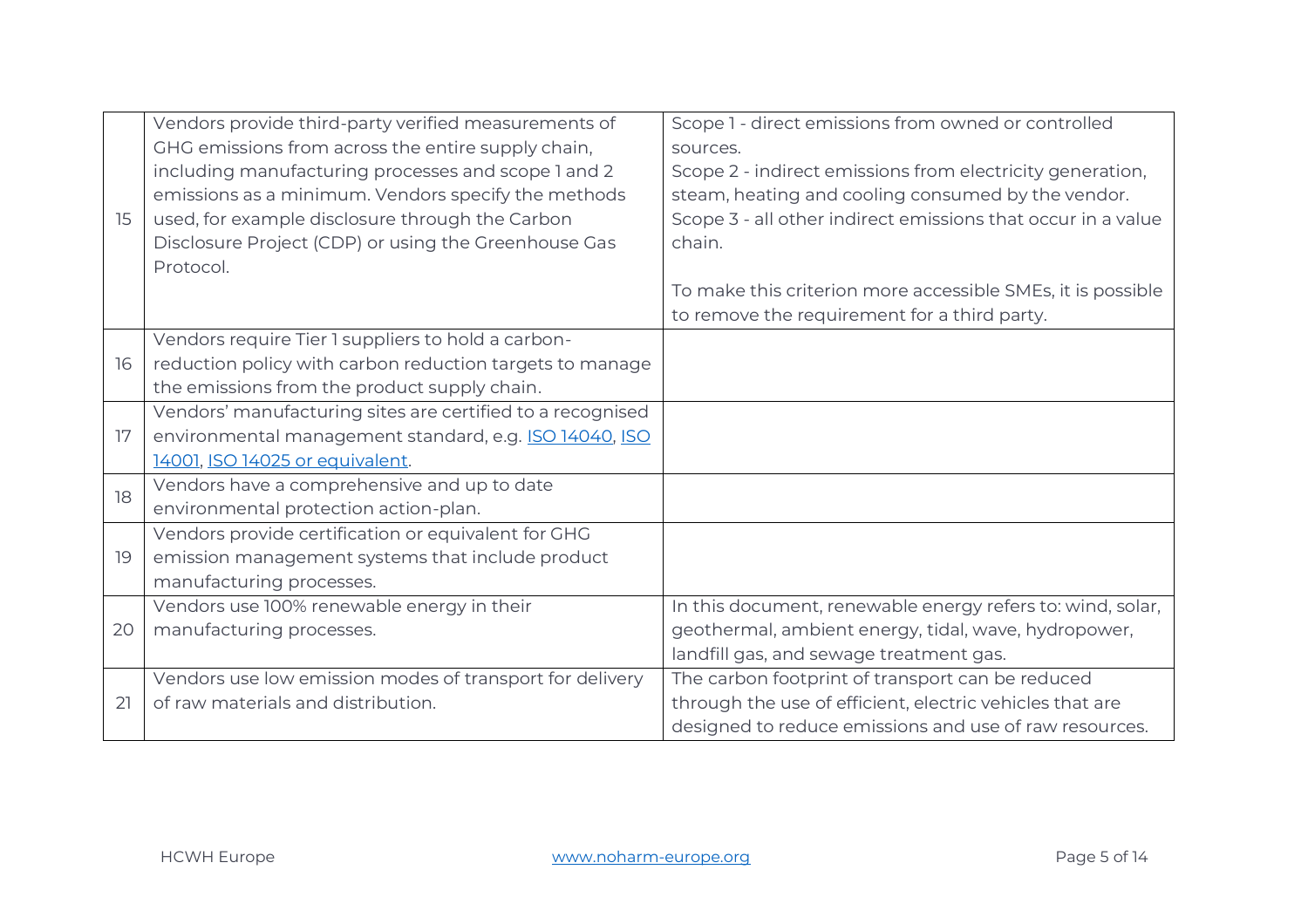| | | |
|---|---|---|
| 15 | Vendors provide third-party verified measurements of GHG emissions from across the entire supply chain, including manufacturing processes and scope 1 and 2 emissions as a minimum. Vendors specify the methods used, for example disclosure through the Carbon Disclosure Project (CDP) or using the Greenhouse Gas Protocol. | Scope 1 - direct emissions from owned or controlled sources.<br>Scope 2 - indirect emissions from electricity generation, steam, heating and cooling consumed by the vendor.<br>Scope 3 - all other indirect emissions that occur in a value chain.<br><br>To make this criterion more accessible SMEs, it is possible to remove the requirement for a third party. |
| 16 | Vendors require Tier 1 suppliers to hold a carbon-reduction policy with carbon reduction targets to manage the emissions from the product supply chain. | |
| 17 | Vendors' manufacturing sites are certified to a recognised environmental management standard, e.g. [ISO 14040](), [ISO 14001](), [ISO 14025 or equivalent](). | |
| 18 | Vendors have a comprehensive and up to date environmental protection action-plan. | |
| 19 | Vendors provide certification or equivalent for GHG emission management systems that include product manufacturing processes. | |
| 20 | Vendors use 100% renewable energy in their manufacturing processes. | In this document, renewable energy refers to: wind, solar, geothermal, ambient energy, tidal, wave, hydropower, landfill gas, and sewage treatment gas. |
| 21 | Vendors use low emission modes of transport for delivery of raw materials and distribution. | The carbon footprint of transport can be reduced through the use of efficient, electric vehicles that are designed to reduce emissions and use of raw resources. |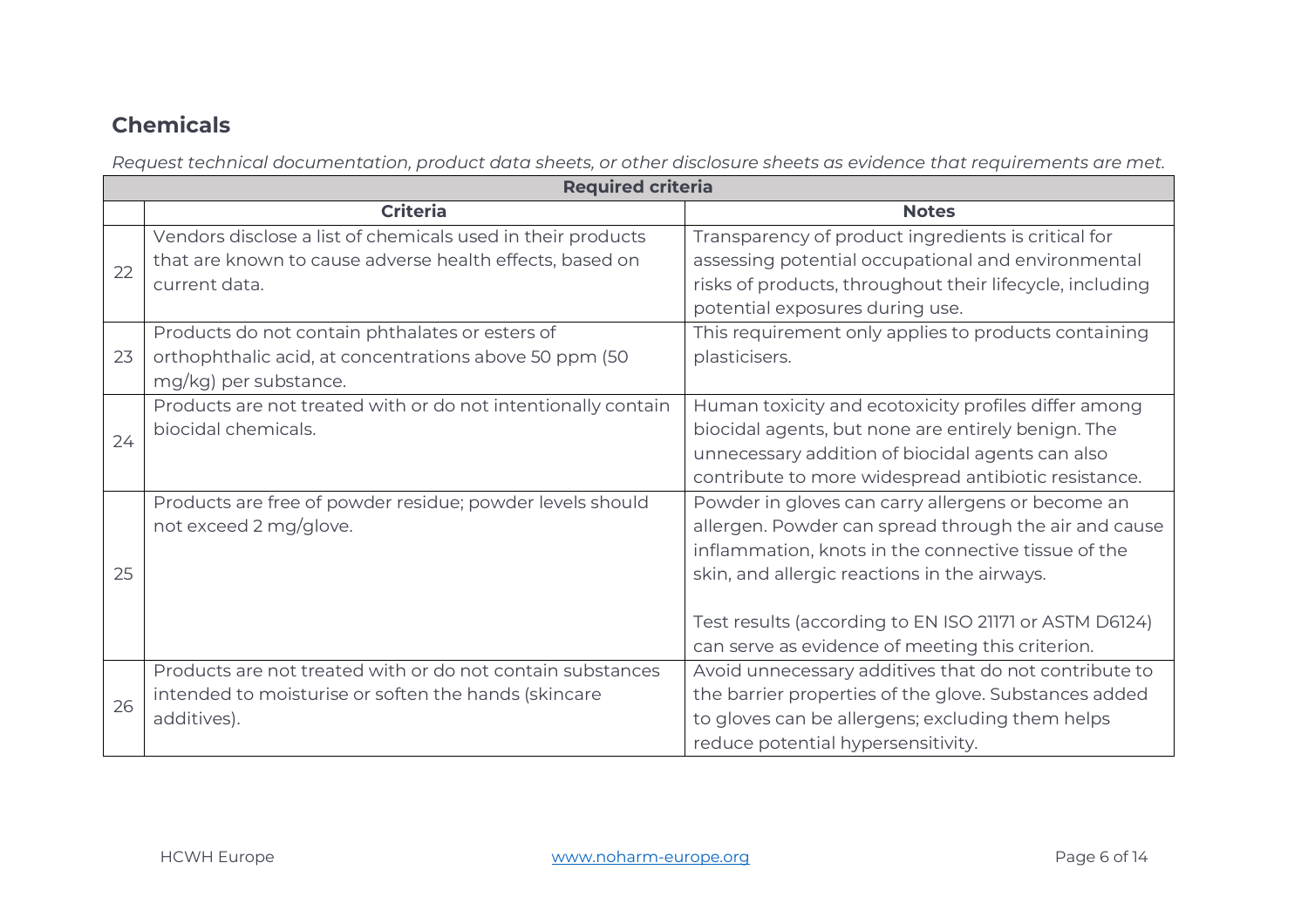## Chemicals

*Request technical documentation, product data sheets, or other disclosure sheets as evidence that requirements are met.*

| **Required criteria** | | |
|---|---|---|
| | **Criteria** | **Notes** |
| 22 | Vendors disclose a list of chemicals used in their products that are known to cause adverse health effects, based on current data. | Transparency of product ingredients is critical for assessing potential occupational and environmental risks of products, throughout their lifecycle, including potential exposures during use. |
| 23 | Products do not contain phthalates or esters of orthophthalic acid, at concentrations above 50 ppm (50 mg/kg) per substance. | This requirement only applies to products containing plasticisers. |
| 24 | Products are not treated with or do not intentionally contain biocidal chemicals. | Human toxicity and ecotoxicity profiles differ among biocidal agents, but none are entirely benign. The unnecessary addition of biocidal agents can also contribute to more widespread antibiotic resistance. |
| 25 | Products are free of powder residue; powder levels should not exceed 2 mg/glove. | Powder in gloves can carry allergens or become an allergen. Powder can spread through the air and cause inflammation, knots in the connective tissue of the skin, and allergic reactions in the airways.<br><br>Test results (according to EN ISO 21171 or ASTM D6124) can serve as evidence of meeting this criterion. |
| 26 | Products are not treated with or do not contain substances intended to moisturise or soften the hands (skincare additives). | Avoid unnecessary additives that do not contribute to the barrier properties of the glove. Substances added to gloves can be allergens; excluding them helps reduce potential hypersensitivity. |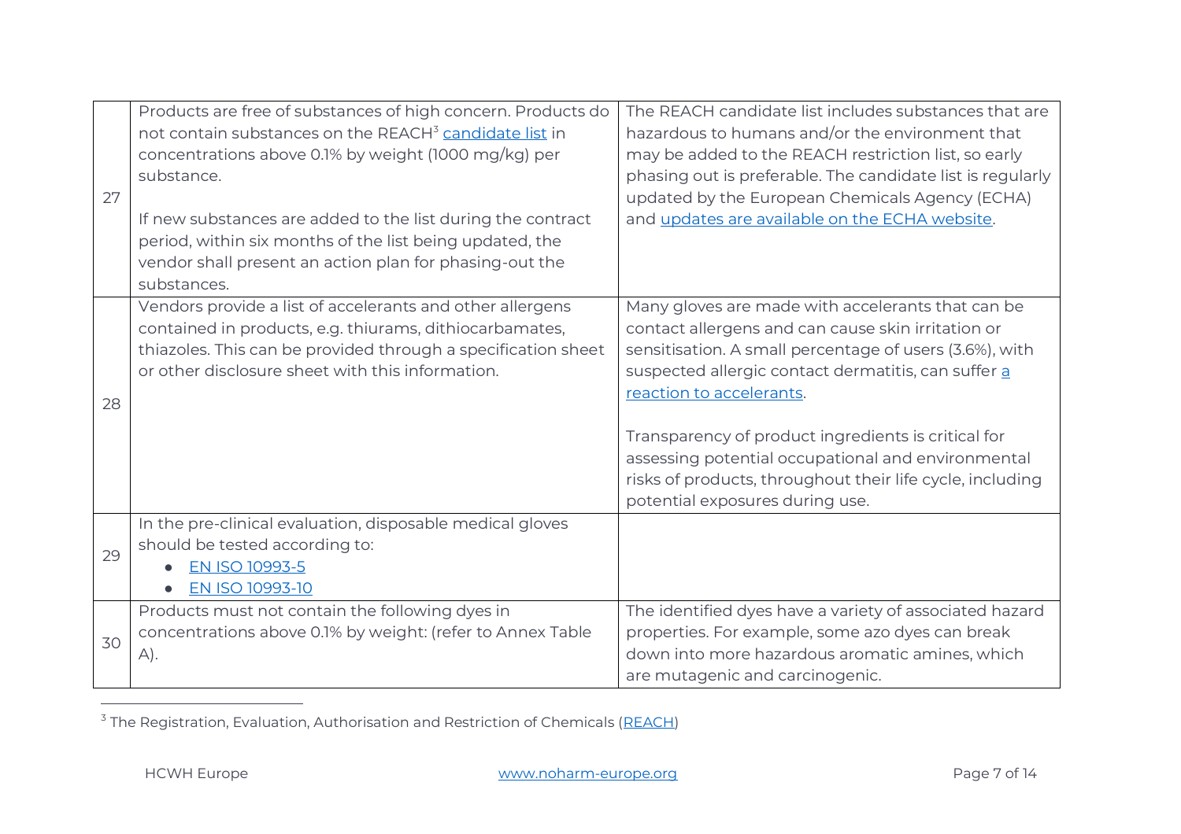| | | |
|---|---|---|
| 27 | Products are free of substances of high concern. Products do not contain substances on the REACH[3] candidate list in concentrations above 0.1% by weight (1000 mg/kg) per substance.<br><br>If new substances are added to the list during the contract period, within six months of the list being updated, the vendor shall present an action plan for phasing-out the substances. | The REACH candidate list includes substances that are hazardous to humans and/or the environment that may be added to the REACH restriction list, so early phasing out is preferable. The candidate list is regularly updated by the European Chemicals Agency (ECHA) and updates are available on the ECHA website. |
| 28 | Vendors provide a list of accelerants and other allergens contained in products, e.g. thiurams, dithiocarbamates, thiazoles. This can be provided through a specification sheet or other disclosure sheet with this information. | Many gloves are made with accelerants that can be contact allergens and can cause skin irritation or sensitisation. A small percentage of users (3.6%), with suspected allergic contact dermatitis, can suffer a reaction to accelerants.<br><br>Transparency of product ingredients is critical for assessing potential occupational and environmental risks of products, throughout their life cycle, including potential exposures during use. |
| 29 | In the pre-clinical evaluation, disposable medical gloves should be tested according to:<br>• EN ISO 10993-5<br>• EN ISO 10993-10 | |
| 30 | Products must not contain the following dyes in concentrations above 0.1% by weight: (refer to Annex Table A). | The identified dyes have a variety of associated hazard properties. For example, some azo dyes can break down into more hazardous aromatic amines, which are mutagenic and carcinogenic. |

[3] The Registration, Evaluation, Authorisation and Restriction of Chemicals (REACH)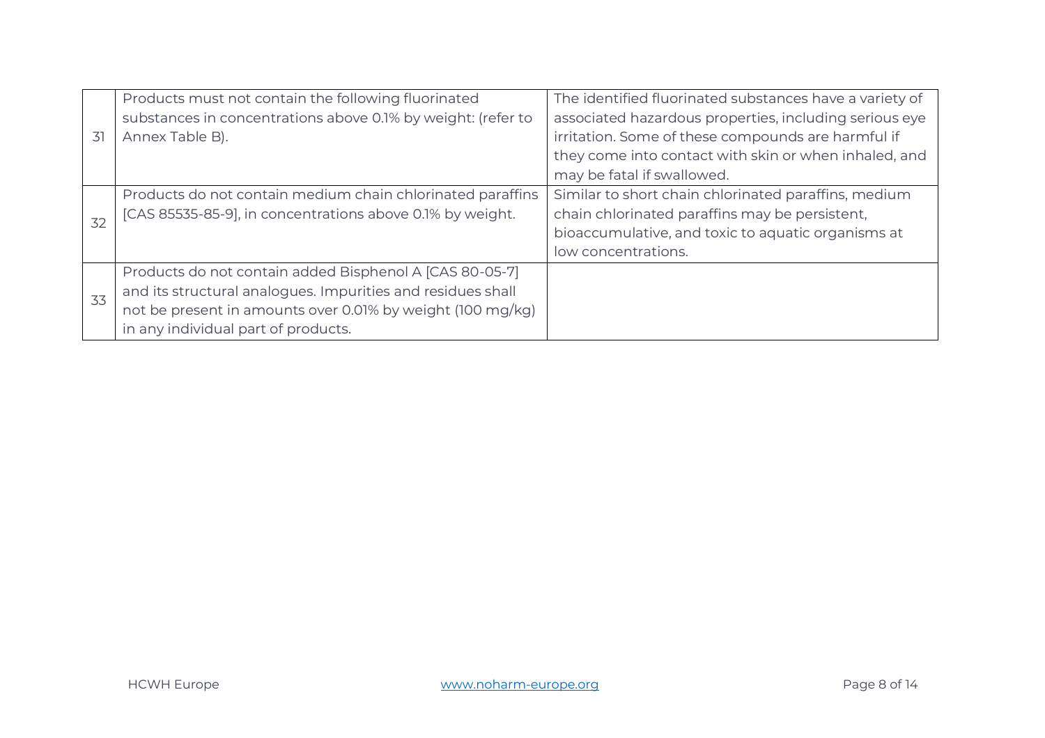| | | |
|---|---|---|
| 31 | Products must not contain the following fluorinated substances in concentrations above 0.1% by weight: (refer to Annex Table B). | The identified fluorinated substances have a variety of associated hazardous properties, including serious eye irritation. Some of these compounds are harmful if they come into contact with skin or when inhaled, and may be fatal if swallowed. |
| 32 | Products do not contain medium chain chlorinated paraffins [CAS 85535-85-9], in concentrations above 0.1% by weight. | Similar to short chain chlorinated paraffins, medium chain chlorinated paraffins may be persistent, bioaccumulative, and toxic to aquatic organisms at low concentrations. |
| 33 | Products do not contain added Bisphenol A [CAS 80-05-7] and its structural analogues. Impurities and residues shall not be present in amounts over 0.01% by weight (100 mg/kg) in any individual part of products. | |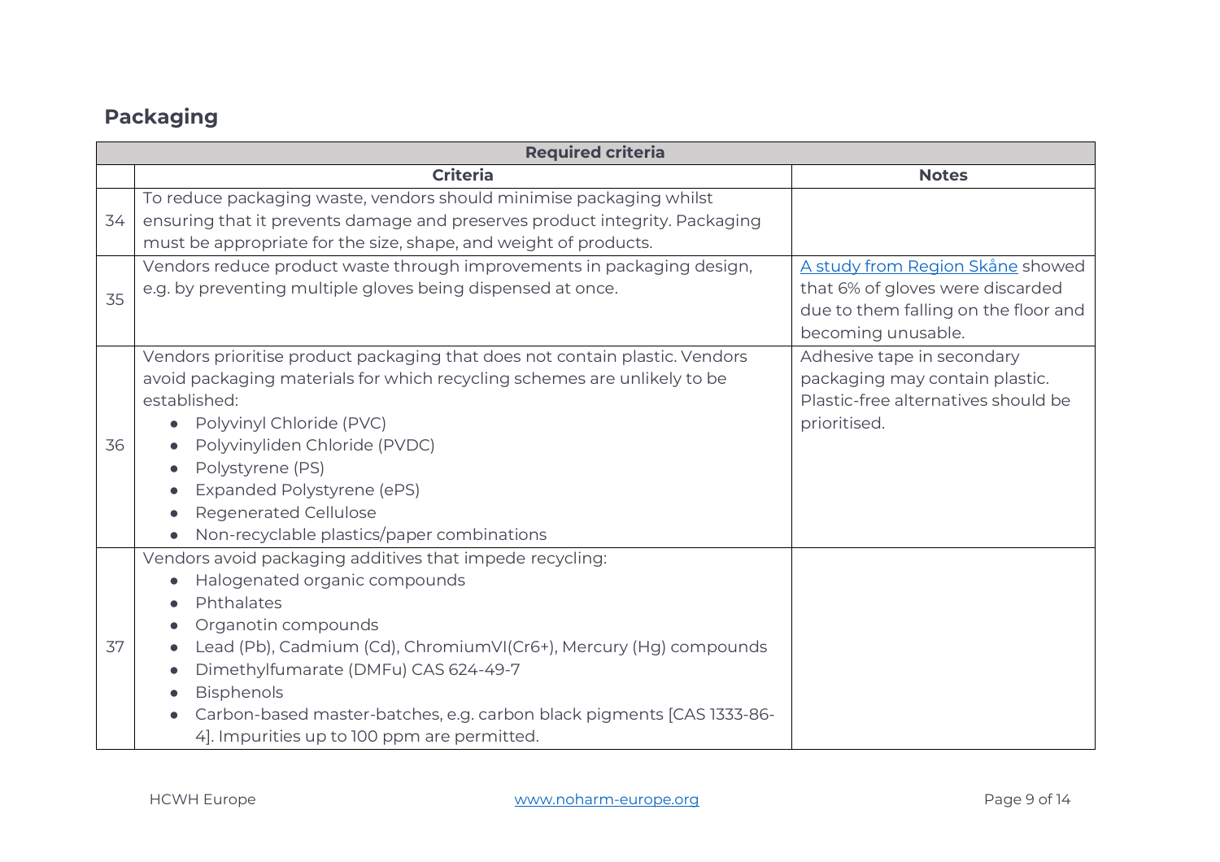## Packaging

| Required criteria | | |
|---|---|---|
| | **Criteria** | **Notes** |
| 34 | To reduce packaging waste, vendors should minimise packaging whilst ensuring that it prevents damage and preserves product integrity. Packaging must be appropriate for the size, shape, and weight of products. | |
| 35 | Vendors reduce product waste through improvements in packaging design, e.g. by preventing multiple gloves being dispensed at once. | A study from Region Skåne showed that 6% of gloves were discarded due to them falling on the floor and becoming unusable. |
| 36 | Vendors prioritise product packaging that does not contain plastic. Vendors avoid packaging materials for which recycling schemes are unlikely to be established:<br>• Polyvinyl Chloride (PVC)<br>• Polyvinyliden Chloride (PVDC)<br>• Polystyrene (PS)<br>• Expanded Polystyrene (ePS)<br>• Regenerated Cellulose<br>• Non-recyclable plastics/paper combinations | Adhesive tape in secondary packaging may contain plastic. Plastic-free alternatives should be prioritised. |
| 37 | Vendors avoid packaging additives that impede recycling:<br>• Halogenated organic compounds<br>• Phthalates<br>• Organotin compounds<br>• Lead (Pb), Cadmium (Cd), ChromiumVI($Cr^{6+}$), Mercury (Hg) compounds<br>• Dimethylfumarate (DMFu) CAS 624-49-7<br>• Bisphenols<br>• Carbon-based master-batches, e.g. carbon black pigments [CAS 1333-86-4]. Impurities up to 100 ppm are permitted. | |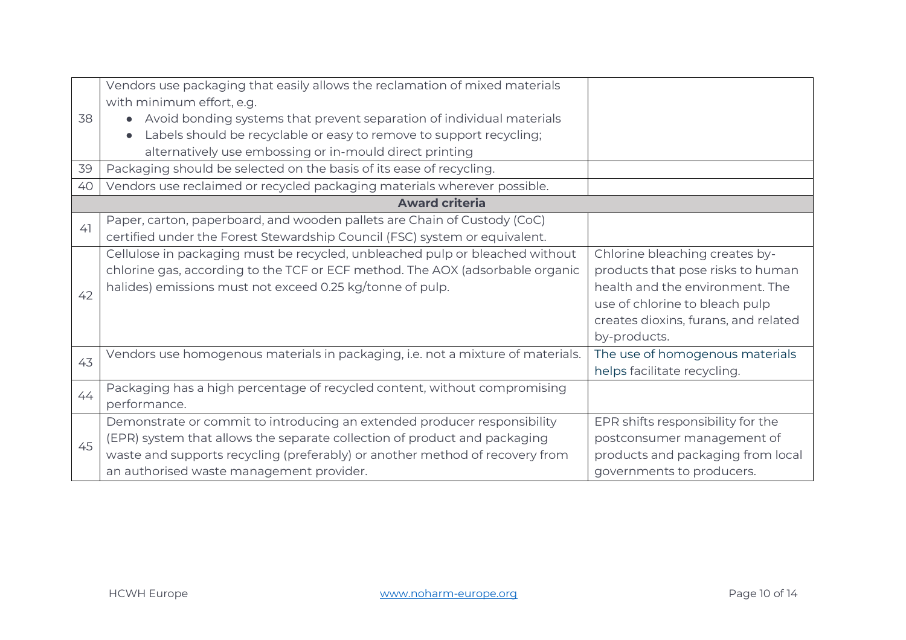| | | |
|---|---|---|
| 38 | Vendors use packaging that easily allows the reclamation of mixed materials with minimum effort, e.g.<br>• Avoid bonding systems that prevent separation of individual materials<br>• Labels should be recyclable or easy to remove to support recycling; alternatively use embossing or in-mould direct printing | |
| 39 | Packaging should be selected on the basis of its ease of recycling. | |
| 40 | Vendors use reclaimed or recycled packaging materials wherever possible. | |
| | **Award criteria** | |
| 41 | Paper, carton, paperboard, and wooden pallets are Chain of Custody (CoC) certified under the Forest Stewardship Council (FSC) system or equivalent. | |
| 42 | Cellulose in packaging must be recycled, unbleached pulp or bleached without chlorine gas, according to the TCF or ECF method. The AOX (adsorbable organic halides) emissions must not exceed 0.25 kg/tonne of pulp. | Chlorine bleaching creates by-products that pose risks to human health and the environment. The use of chlorine to bleach pulp creates dioxins, furans, and related by-products. |
| 43 | Vendors use homogenous materials in packaging, i.e. not a mixture of materials. | The use of homogenous materials helps facilitate recycling. |
| 44 | Packaging has a high percentage of recycled content, without compromising performance. | |
| 45 | Demonstrate or commit to introducing an extended producer responsibility (EPR) system that allows the separate collection of product and packaging waste and supports recycling (preferably) or another method of recovery from an authorised waste management provider. | EPR shifts responsibility for the postconsumer management of products and packaging from local governments to producers. |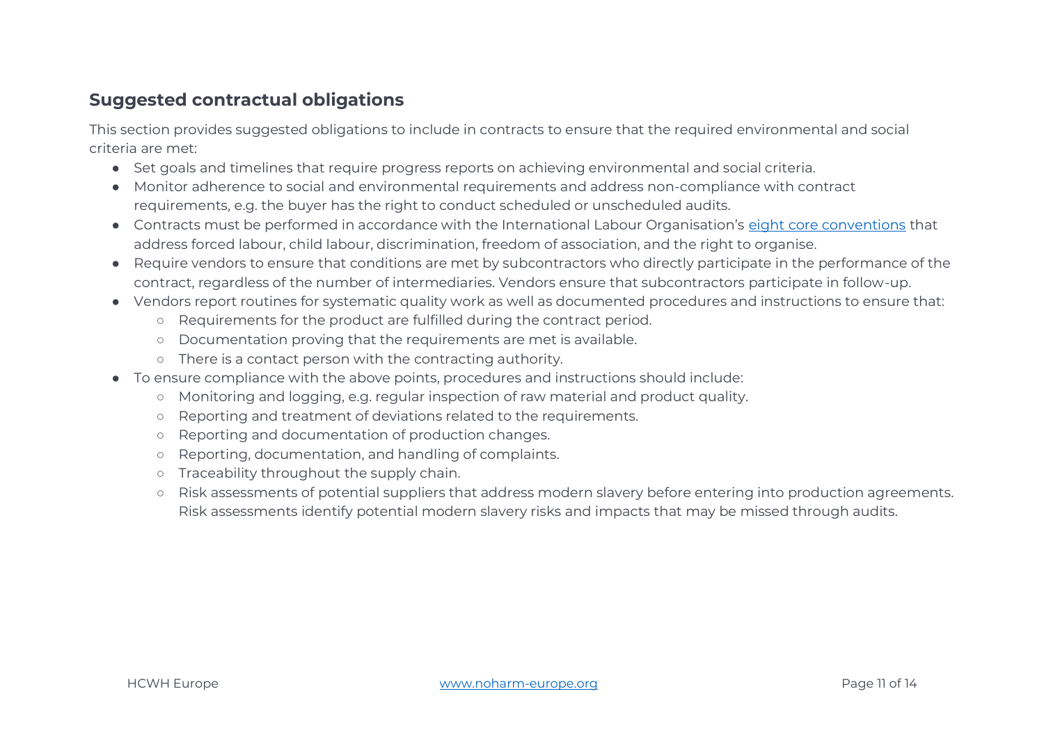## Suggested contractual obligations

This section provides suggested obligations to include in contracts to ensure that the required environmental and social criteria are met:

- Set goals and timelines that require progress reports on achieving environmental and social criteria.
- Monitor adherence to social and environmental requirements and address non-compliance with contract requirements, e.g. the buyer has the right to conduct scheduled or unscheduled audits.
- Contracts must be performed in accordance with the International Labour Organisation's eight core conventions that address forced labour, child labour, discrimination, freedom of association, and the right to organise.
- Require vendors to ensure that conditions are met by subcontractors who directly participate in the performance of the contract, regardless of the number of intermediaries. Vendors ensure that subcontractors participate in follow-up.
- Vendors report routines for systematic quality work as well as documented procedures and instructions to ensure that:
  - Requirements for the product are fulfilled during the contract period.
  - Documentation proving that the requirements are met is available.
  - There is a contact person with the contracting authority.
- To ensure compliance with the above points, procedures and instructions should include:
  - Monitoring and logging, e.g. regular inspection of raw material and product quality.
  - Reporting and treatment of deviations related to the requirements.
  - Reporting and documentation of production changes.
  - Reporting, documentation, and handling of complaints.
  - Traceability throughout the supply chain.
  - Risk assessments of potential suppliers that address modern slavery before entering into production agreements. Risk assessments identify potential modern slavery risks and impacts that may be missed through audits.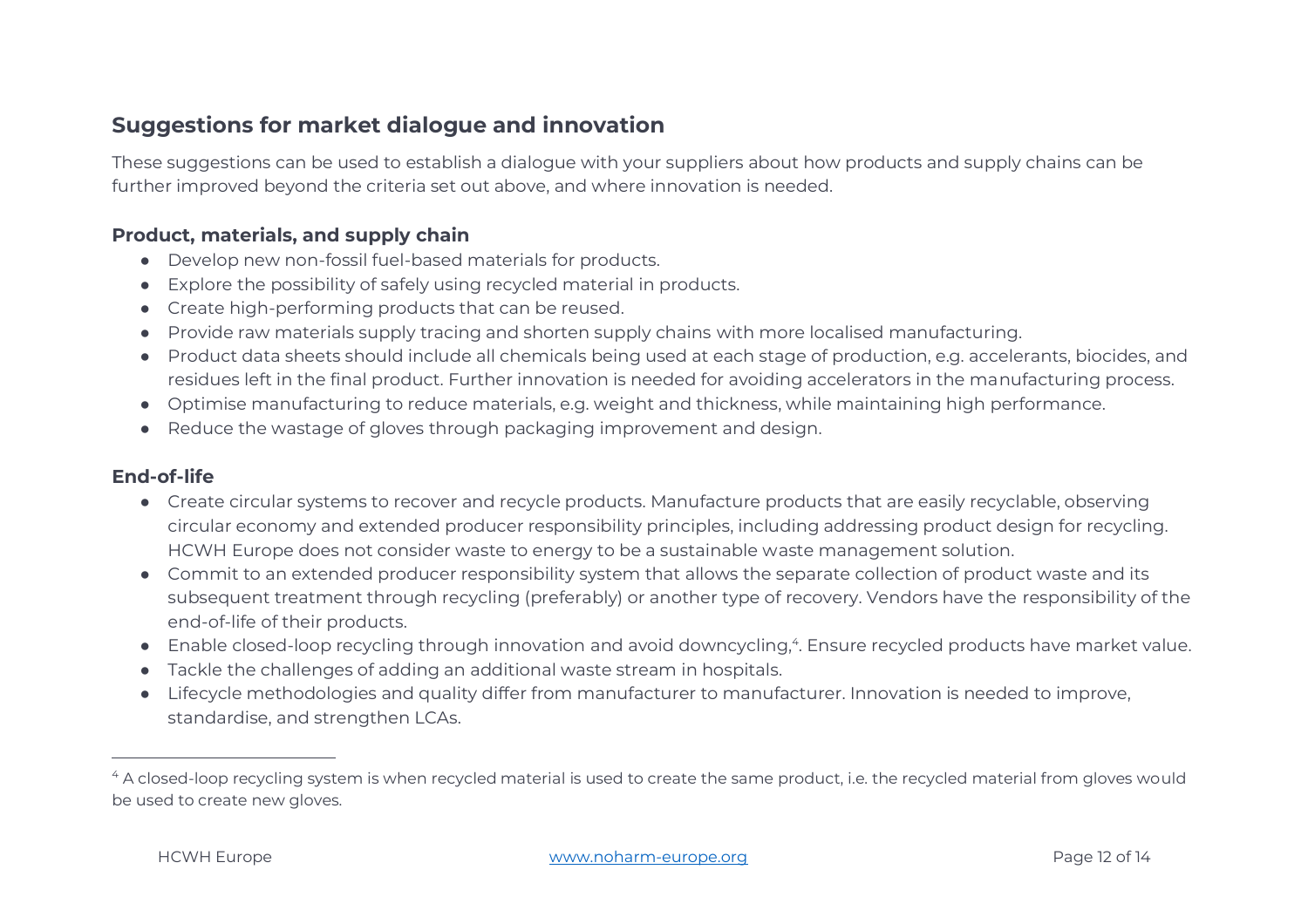## Suggestions for market dialogue and innovation

These suggestions can be used to establish a dialogue with your suppliers about how products and supply chains can be further improved beyond the criteria set out above, and where innovation is needed.

### Product, materials, and supply chain

- Develop new non-fossil fuel-based materials for products.
- Explore the possibility of safely using recycled material in products.
- Create high-performing products that can be reused.
- Provide raw materials supply tracing and shorten supply chains with more localised manufacturing.
- Product data sheets should include all chemicals being used at each stage of production, e.g. accelerants, biocides, and residues left in the final product. Further innovation is needed for avoiding accelerators in the manufacturing process.
- Optimise manufacturing to reduce materials, e.g. weight and thickness, while maintaining high performance.
- Reduce the wastage of gloves through packaging improvement and design.

### End-of-life

- Create circular systems to recover and recycle products. Manufacture products that are easily recyclable, observing circular economy and extended producer responsibility principles, including addressing product design for recycling. HCWH Europe does not consider waste to energy to be a sustainable waste management solution.
- Commit to an extended producer responsibility system that allows the separate collection of product waste and its subsequent treatment through recycling (preferably) or another type of recovery. Vendors have the responsibility of the end-of-life of their products.
- Enable closed-loop recycling through innovation and avoid downcycling,[4]. Ensure recycled products have market value.
- Tackle the challenges of adding an additional waste stream in hospitals.
- Lifecycle methodologies and quality differ from manufacturer to manufacturer. Innovation is needed to improve, standardise, and strengthen LCAs.

---

[4] A closed-loop recycling system is when recycled material is used to create the same product, i.e. the recycled material from gloves would be used to create new gloves.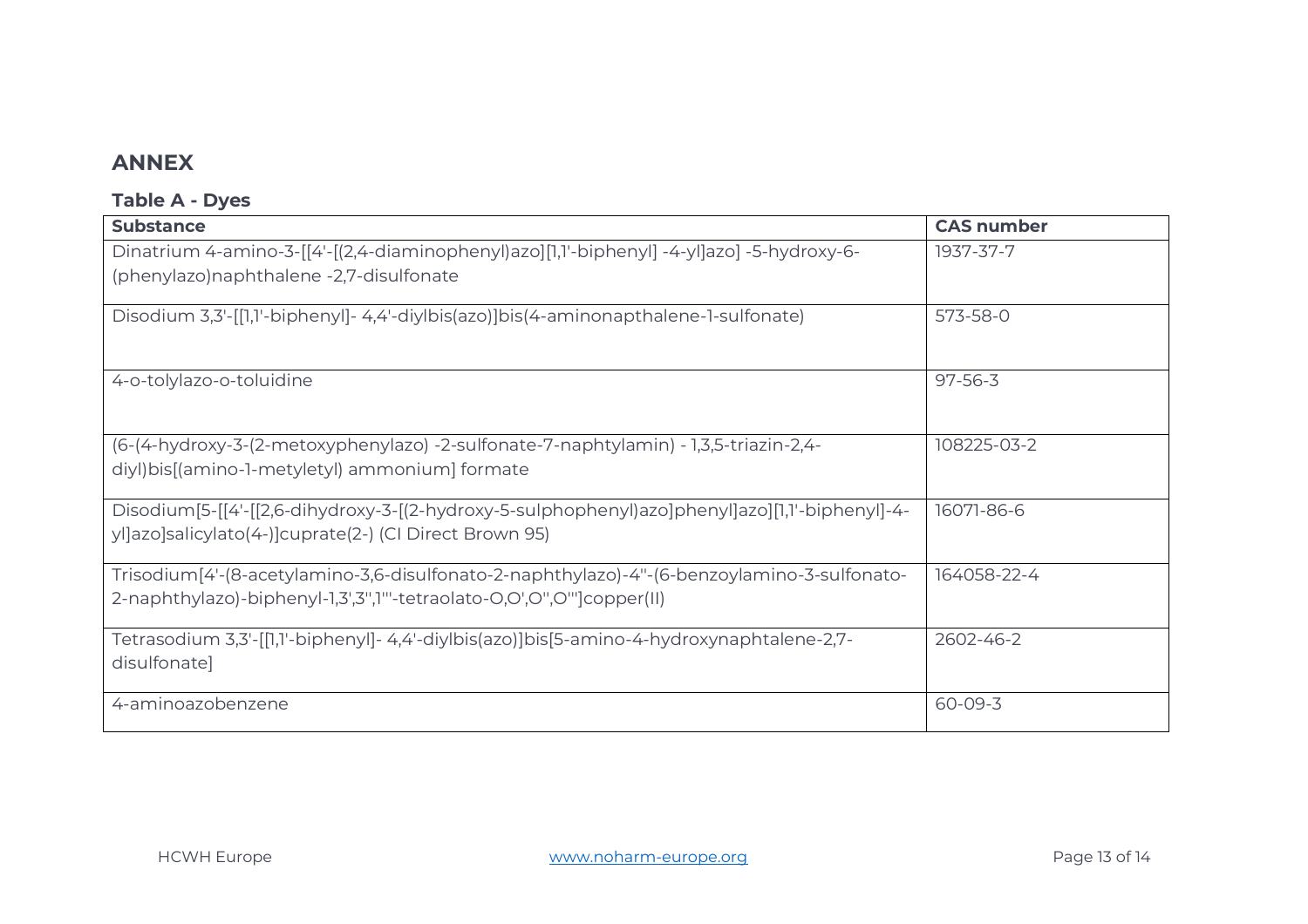## ANNEX

### Table A - Dyes

| Substance | CAS number |
|---|---|
| Dinatrium 4-amino-3-[[4'-[(2,4-diaminophenyl)azo][1,1'-biphenyl] -4-yl]azo] -5-hydroxy-6-(phenylazo)naphthalene -2,7-disulfonate | 1937-37-7 |
| Disodium 3,3'-[[1,1'-biphenyl]- 4,4'-diylbis(azo)]bis(4-aminonapthalene-1-sulfonate) | 573-58-0 |
| 4-o-tolylazo-o-toluidine | 97-56-3 |
| (6-(4-hydroxy-3-(2-metoxyphenylazo) -2-sulfonate-7-naphtylamin) - 1,3,5-triazin-2,4-diyl)bis[(amino-1-metyletyl) ammonium] formate | 108225-03-2 |
| Disodium[5-[[4'-[[2,6-dihydroxy-3-[(2-hydroxy-5-sulphophenyl)azo]phenyl]azo][1,1'-biphenyl]-4-yl]azo]salicylato(4-)]cuprate(2-) (CI Direct Brown 95) | 16071-86-6 |
| Trisodium[4'-(8-acetylamino-3,6-disulfonato-2-naphthylazo)-4''-(6-benzoylamino-3-sulfonato-2-naphthylazo)-biphenyl-1,3',3'',1'''-tetraolato-O,O',O'',O''']copper(II) | 164058-22-4 |
| Tetrasodium 3,3'-[[1,1'-biphenyl]- 4,4'-diylbis(azo)]bis[5-amino-4-hydroxynaphtalene-2,7-disulfonate] | 2602-46-2 |
| 4-aminoazobenzene | 60-09-3 |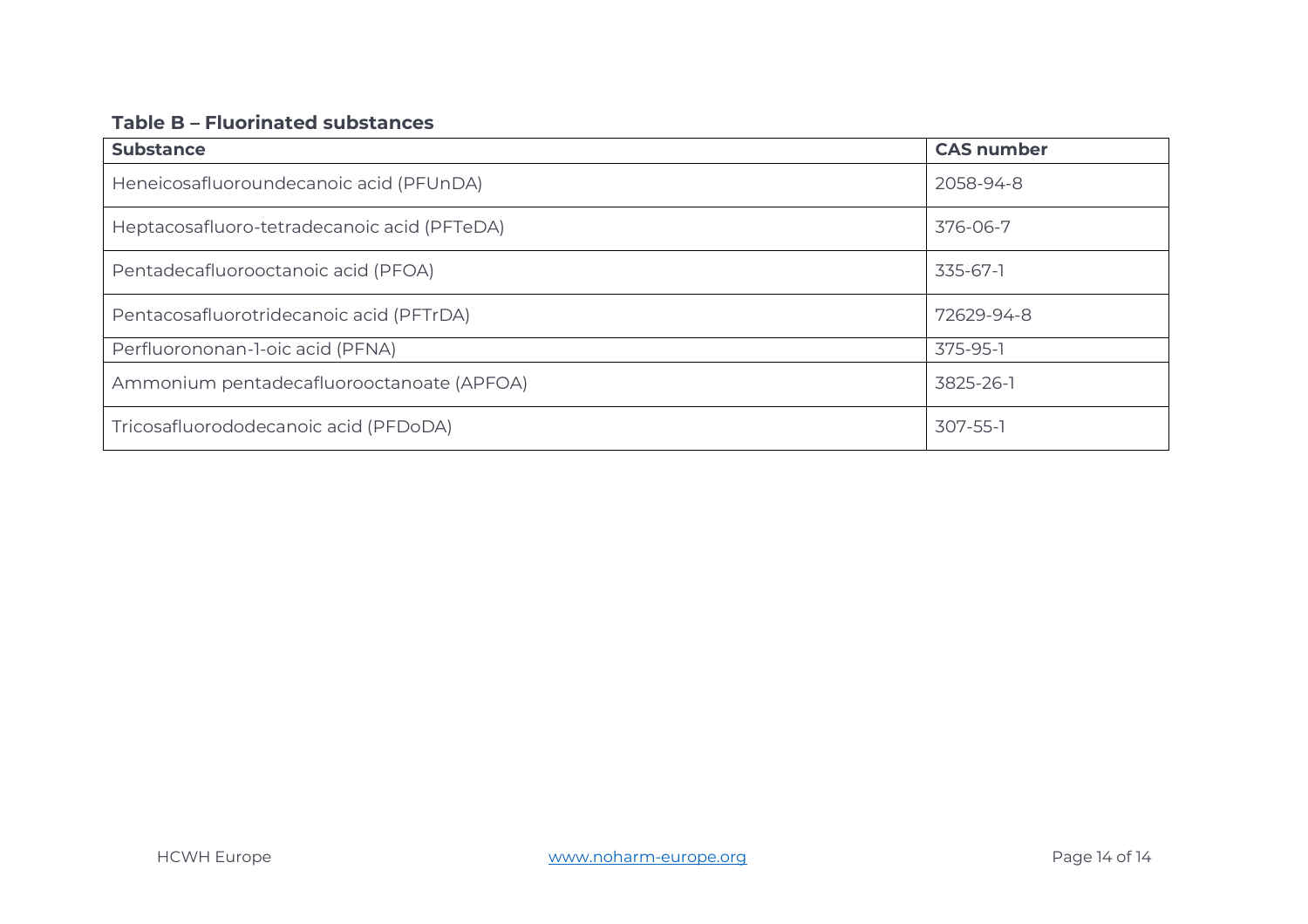**Table B – Fluorinated substances**

| Substance | CAS number |
|---|---|
| Heneicosafluoroundecanoic acid (PFUnDA) | 2058-94-8 |
| Heptacosafluoro-tetradecanoic acid (PFTeDA) | 376-06-7 |
| Pentadecafluorooctanoic acid (PFOA) | 335-67-1 |
| Pentacosafluorotridecanoic acid (PFTrDA) | 72629-94-8 |
| Perfluorononan-1-oic acid (PFNA) | 375-95-1 |
| Ammonium pentadecafluorooctanoate (APFOA) | 3825-26-1 |
| Tricosafluorododecanoic acid (PFDoDA) | 307-55-1 |